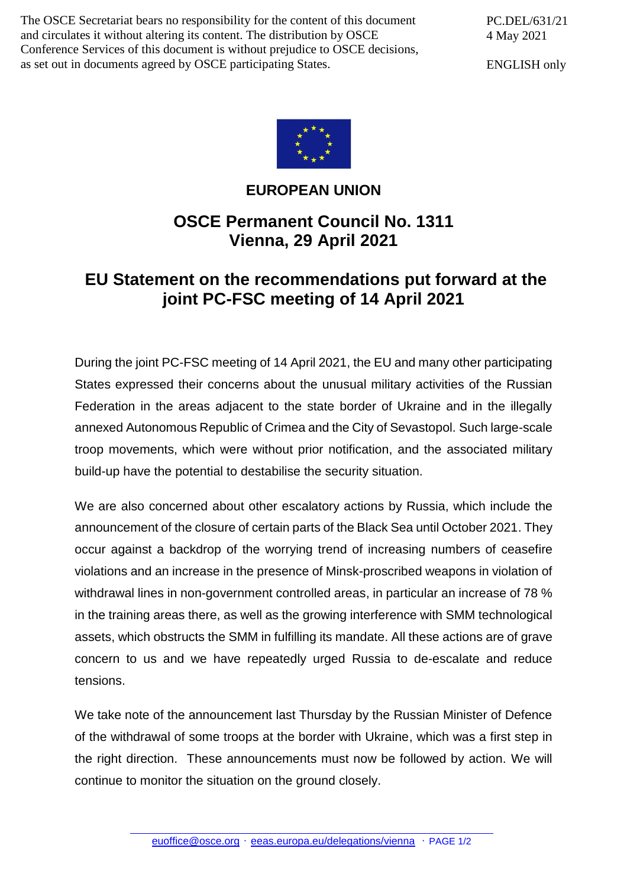The OSCE Secretariat bears no responsibility for the content of this document and circulates it without altering its content. The distribution by OSCE Conference Services of this document is without prejudice to OSCE decisions, as set out in documents agreed by OSCE participating States.

PC.DEL/631/21
4 May 2021

ENGLISH only

**EUROPEAN UNION**

# OSCE Permanent Council No. 1311
# Vienna, 29 April 2021

## EU Statement on the recommendations put forward at the joint PC-FSC meeting of 14 April 2021

During the joint PC-FSC meeting of 14 April 2021, the EU and many other participating States expressed their concerns about the unusual military activities of the Russian Federation in the areas adjacent to the state border of Ukraine and in the illegally annexed Autonomous Republic of Crimea and the City of Sevastopol. Such large-scale troop movements, which were without prior notification, and the associated military build-up have the potential to destabilise the security situation.

We are also concerned about other escalatory actions by Russia, which include the announcement of the closure of certain parts of the Black Sea until October 2021. They occur against a backdrop of the worrying trend of increasing numbers of ceasefire violations and an increase in the presence of Minsk-proscribed weapons in violation of withdrawal lines in non-government controlled areas, in particular an increase of 78 % in the training areas there, as well as the growing interference with SMM technological assets, which obstructs the SMM in fulfilling its mandate. All these actions are of grave concern to us and we have repeatedly urged Russia to de-escalate and reduce tensions.

We take note of the announcement last Thursday by the Russian Minister of Defence of the withdrawal of some troops at the border with Ukraine, which was a first step in the right direction. These announcements must now be followed by action. We will continue to monitor the situation on the ground closely.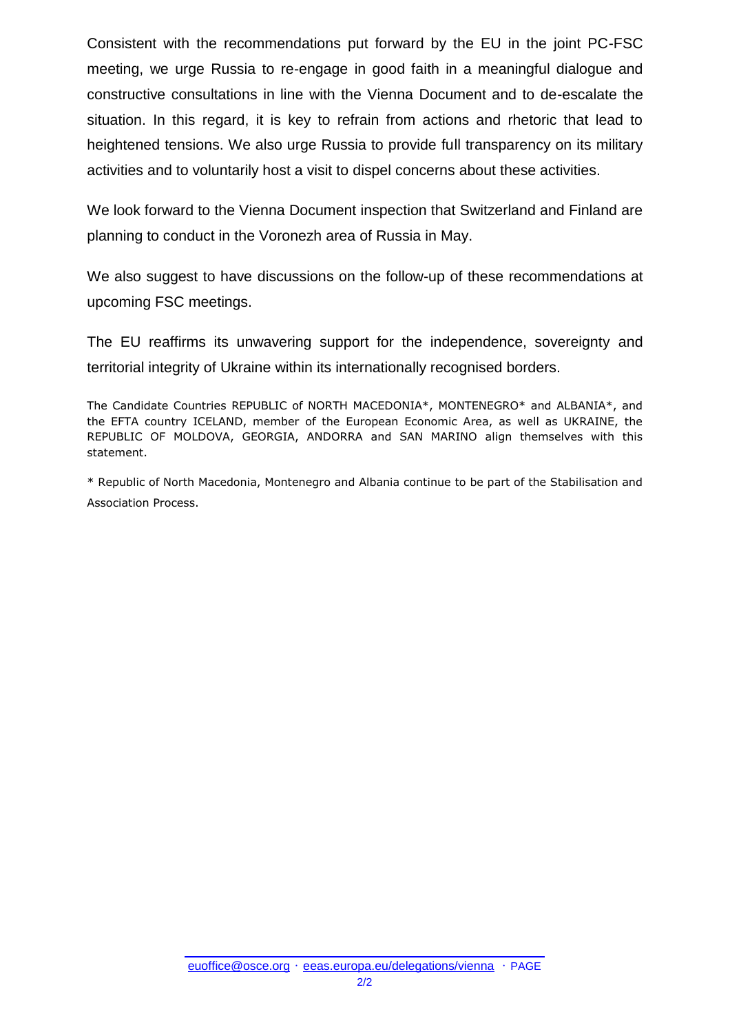Consistent with the recommendations put forward by the EU in the joint PC-FSC meeting, we urge Russia to re-engage in good faith in a meaningful dialogue and constructive consultations in line with the Vienna Document and to de-escalate the situation. In this regard, it is key to refrain from actions and rhetoric that lead to heightened tensions. We also urge Russia to provide full transparency on its military activities and to voluntarily host a visit to dispel concerns about these activities.

We look forward to the Vienna Document inspection that Switzerland and Finland are planning to conduct in the Voronezh area of Russia in May.

We also suggest to have discussions on the follow-up of these recommendations at upcoming FSC meetings.

The EU reaffirms its unwavering support for the independence, sovereignty and territorial integrity of Ukraine within its internationally recognised borders.

The Candidate Countries REPUBLIC of NORTH MACEDONIA*, MONTENEGRO* and ALBANIA*, and the EFTA country ICELAND, member of the European Economic Area, as well as UKRAINE, the REPUBLIC OF MOLDOVA, GEORGIA, ANDORRA and SAN MARINO align themselves with this statement.

* Republic of North Macedonia, Montenegro and Albania continue to be part of the Stabilisation and Association Process.

euoffice@osce.org · eeas.europa.eu/delegations/vienna